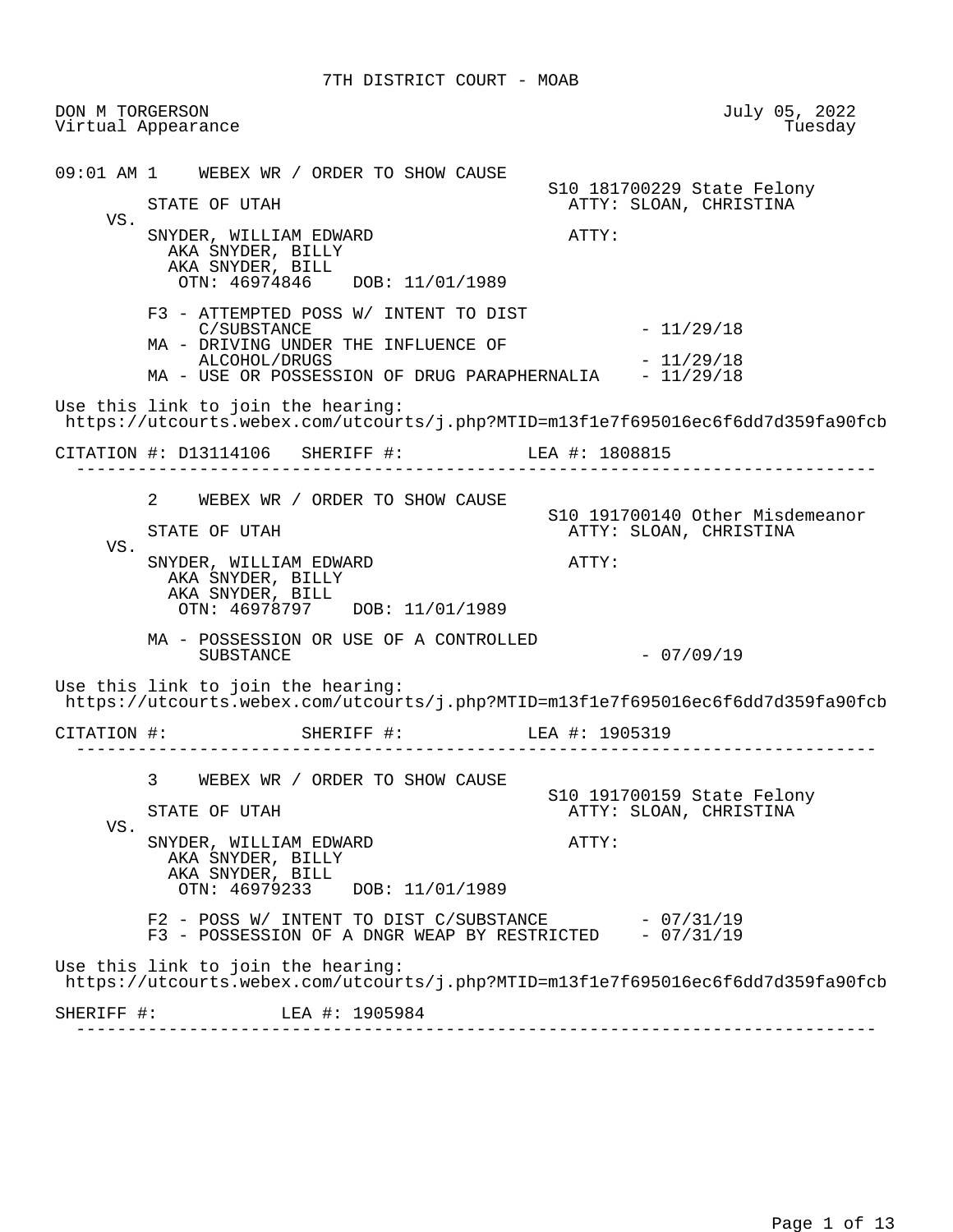# 7TH DISTRICT COURT - MOAB

DON M TORGERSON
Virtual Appearance

July 05, 2022
Tuesday

---

**09:01 AM 1 WEBEX WR / ORDER TO SHOW CAUSE**

S10 181700229 State Felony

STATE OF UTAH — ATTY: SLOAN, CHRISTINA

VS.

SNYDER, WILLIAM EDWARD — ATTY:
AKA SNYDER, BILLY
AKA SNYDER, BILL
OTN: 46974846 DOB: 11/01/1989

- F3 - ATTEMPTED POSS W/ INTENT TO DIST C/SUBSTANCE - 11/29/18
- MA - DRIVING UNDER THE INFLUENCE OF ALCOHOL/DRUGS - 11/29/18
- MA - USE OR POSSESSION OF DRUG PARAPHERNALIA - 11/29/18

Use this link to join the hearing:
https://utcourts.webex.com/utcourts/j.php?MTID=m13f1e7f695016ec6f6dd7d359fa90fcb

CITATION #: D13114106 SHERIFF #: LEA #: 1808815

---

**2 WEBEX WR / ORDER TO SHOW CAUSE**

S10 191700140 Other Misdemeanor

STATE OF UTAH — ATTY: SLOAN, CHRISTINA

VS.

SNYDER, WILLIAM EDWARD — ATTY:
AKA SNYDER, BILLY
AKA SNYDER, BILL
OTN: 46978797 DOB: 11/01/1989

- MA - POSSESSION OR USE OF A CONTROLLED SUBSTANCE - 07/09/19

Use this link to join the hearing:
https://utcourts.webex.com/utcourts/j.php?MTID=m13f1e7f695016ec6f6dd7d359fa90fcb

CITATION #: SHERIFF #: LEA #: 1905319

---

**3 WEBEX WR / ORDER TO SHOW CAUSE**

S10 191700159 State Felony

STATE OF UTAH — ATTY: SLOAN, CHRISTINA

VS.

SNYDER, WILLIAM EDWARD — ATTY:
AKA SNYDER, BILLY
AKA SNYDER, BILL
OTN: 46979233 DOB: 11/01/1989

- F2 - POSS W/ INTENT TO DIST C/SUBSTANCE - 07/31/19
- F3 - POSSESSION OF A DNGR WEAP BY RESTRICTED - 07/31/19

Use this link to join the hearing:
https://utcourts.webex.com/utcourts/j.php?MTID=m13f1e7f695016ec6f6dd7d359fa90fcb

SHERIFF #: LEA #: 1905984

---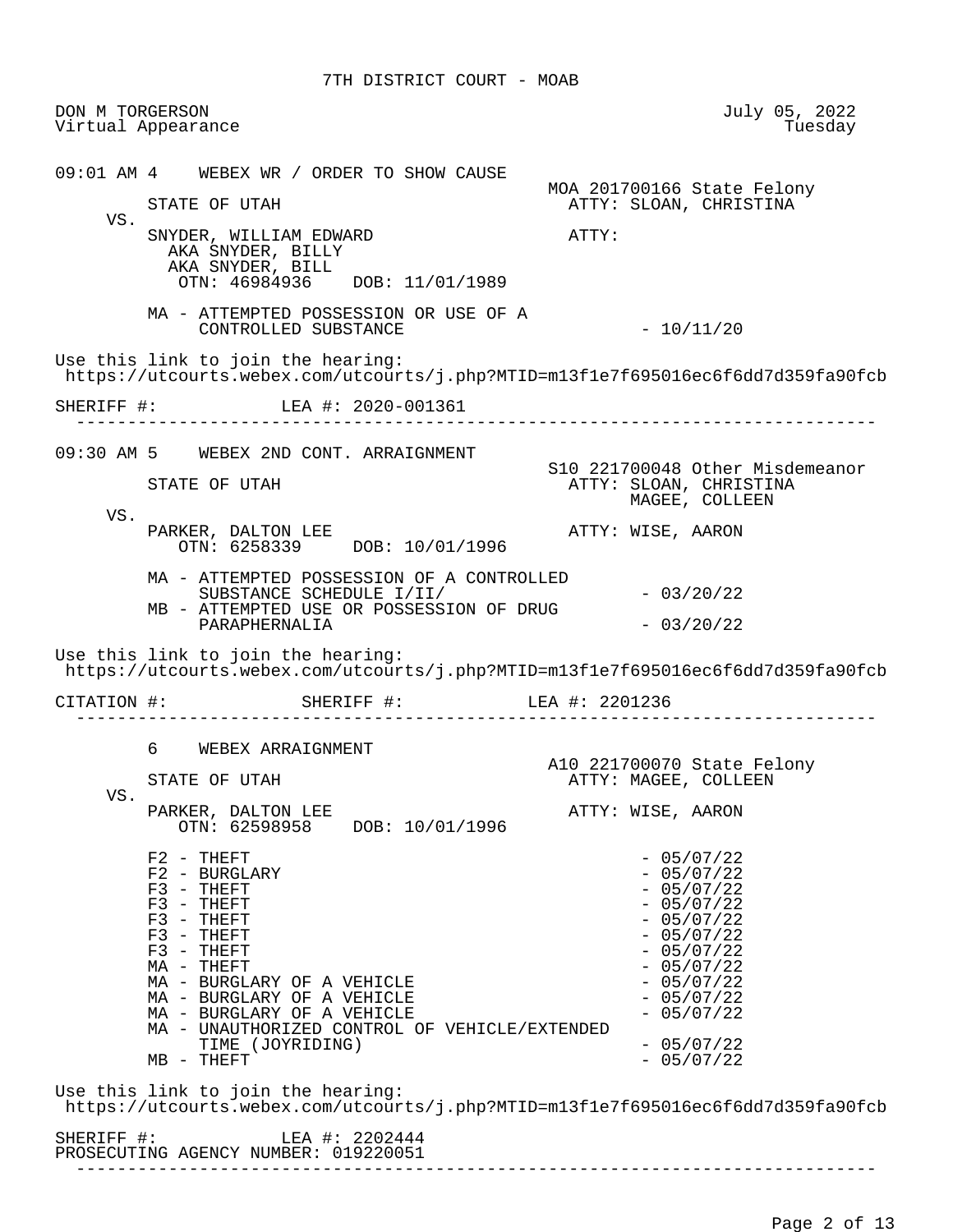7TH DISTRICT COURT - MOAB

DON M TORGERSON
Virtual Appearance

July 05, 2022
Tuesday

09:01 AM 4 WEBEX WR / ORDER TO SHOW CAUSE

MOA 201700166 State Felony

STATE OF UTAH — ATTY: SLOAN, CHRISTINA

VS.

SNYDER, WILLIAM EDWARD — ATTY:
AKA SNYDER, BILLY
AKA SNYDER, BILL
OTN: 46984936 DOB: 11/01/1989

MA - ATTEMPTED POSSESSION OR USE OF A CONTROLLED SUBSTANCE - 10/11/20

Use this link to join the hearing:
https://utcourts.webex.com/utcourts/j.php?MTID=m13f1e7f695016ec6f6dd7d359fa90fcb

SHERIFF #: LEA #: 2020-001361

---

09:30 AM 5 WEBEX 2ND CONT. ARRAIGNMENT

S10 221700048 Other Misdemeanor

STATE OF UTAH — ATTY: SLOAN, CHRISTINA
MAGEE, COLLEEN

VS.

PARKER, DALTON LEE — ATTY: WISE, AARON
OTN: 6258339 DOB: 10/01/1996

MA - ATTEMPTED POSSESSION OF A CONTROLLED SUBSTANCE SCHEDULE I/II/ - 03/20/22
MB - ATTEMPTED USE OR POSSESSION OF DRUG PARAPHERNALIA - 03/20/22

Use this link to join the hearing:
https://utcourts.webex.com/utcourts/j.php?MTID=m13f1e7f695016ec6f6dd7d359fa90fcb

CITATION #: SHERIFF #: LEA #: 2201236

---

6 WEBEX ARRAIGNMENT

A10 221700070 State Felony

STATE OF UTAH — ATTY: MAGEE, COLLEEN

VS.

PARKER, DALTON LEE — ATTY: WISE, AARON
OTN: 62598958 DOB: 10/01/1996

F2 - THEFT - 05/07/22
F2 - BURGLARY - 05/07/22
F3 - THEFT - 05/07/22
F3 - THEFT - 05/07/22
F3 - THEFT - 05/07/22
F3 - THEFT - 05/07/22
F3 - THEFT - 05/07/22
MA - THEFT - 05/07/22
MA - BURGLARY OF A VEHICLE - 05/07/22
MA - BURGLARY OF A VEHICLE - 05/07/22
MA - BURGLARY OF A VEHICLE - 05/07/22
MA - UNAUTHORIZED CONTROL OF VEHICLE/EXTENDED TIME (JOYRIDING) - 05/07/22
MB - THEFT - 05/07/22

Use this link to join the hearing:
https://utcourts.webex.com/utcourts/j.php?MTID=m13f1e7f695016ec6f6dd7d359fa90fcb

SHERIFF #: LEA #: 2202444
PROSECUTING AGENCY NUMBER: 019220051

---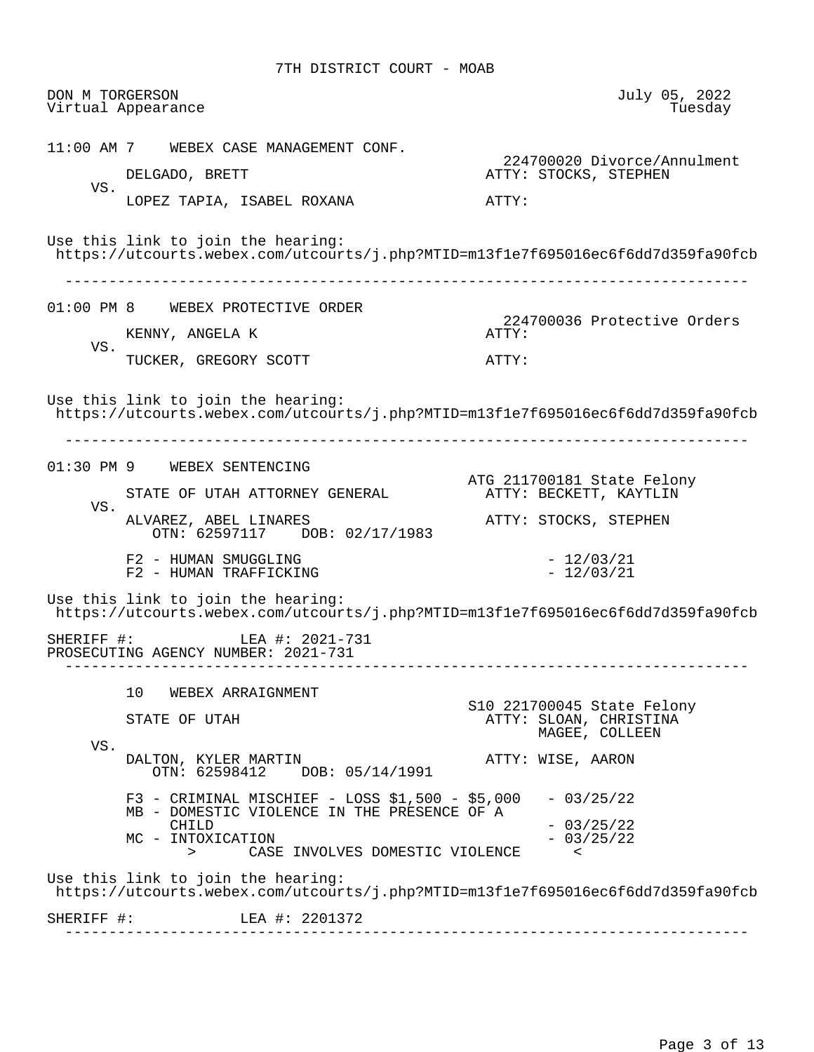7TH DISTRICT COURT - MOAB

DON M TORGERSON
Virtual Appearance

July 05, 2022
Tuesday

---

11:00 AM 7 WEBEX CASE MANAGEMENT CONF.

224700020 Divorce/Annulment

DELGADO, BRETT — ATTY: STOCKS, STEPHEN

VS.

LOPEZ TAPIA, ISABEL ROXANA — ATTY:

Use this link to join the hearing:
https://utcourts.webex.com/utcourts/j.php?MTID=m13f1e7f695016ec6f6dd7d359fa90fcb

---

01:00 PM 8 WEBEX PROTECTIVE ORDER

224700036 Protective Orders

KENNY, ANGELA K — ATTY:

VS.

TUCKER, GREGORY SCOTT — ATTY:

Use this link to join the hearing:
https://utcourts.webex.com/utcourts/j.php?MTID=m13f1e7f695016ec6f6dd7d359fa90fcb

---

01:30 PM 9 WEBEX SENTENCING

ATG 211700181 State Felony

STATE OF UTAH ATTORNEY GENERAL — ATTY: BECKETT, KAYTLIN

VS.

ALVAREZ, ABEL LINARES — ATTY: STOCKS, STEPHEN
OTN: 62597117 DOB: 02/17/1983

F2 - HUMAN SMUGGLING - 12/03/21
F2 - HUMAN TRAFFICKING - 12/03/21

Use this link to join the hearing:
https://utcourts.webex.com/utcourts/j.php?MTID=m13f1e7f695016ec6f6dd7d359fa90fcb

SHERIFF #: LEA #: 2021-731
PROSECUTING AGENCY NUMBER: 2021-731

---

10 WEBEX ARRAIGNMENT

S10 221700045 State Felony

STATE OF UTAH — ATTY: SLOAN, CHRISTINA; MAGEE, COLLEEN

VS.

DALTON, KYLER MARTIN — ATTY: WISE, AARON
OTN: 62598412 DOB: 05/14/1991

F3 - CRIMINAL MISCHIEF - LOSS $1,500 - $5,000 - 03/25/22
MB - DOMESTIC VIOLENCE IN THE PRESENCE OF A CHILD - 03/25/22
MC - INTOXICATION - 03/25/22
> CASE INVOLVES DOMESTIC VIOLENCE <

Use this link to join the hearing:
https://utcourts.webex.com/utcourts/j.php?MTID=m13f1e7f695016ec6f6dd7d359fa90fcb

SHERIFF #: LEA #: 2201372

---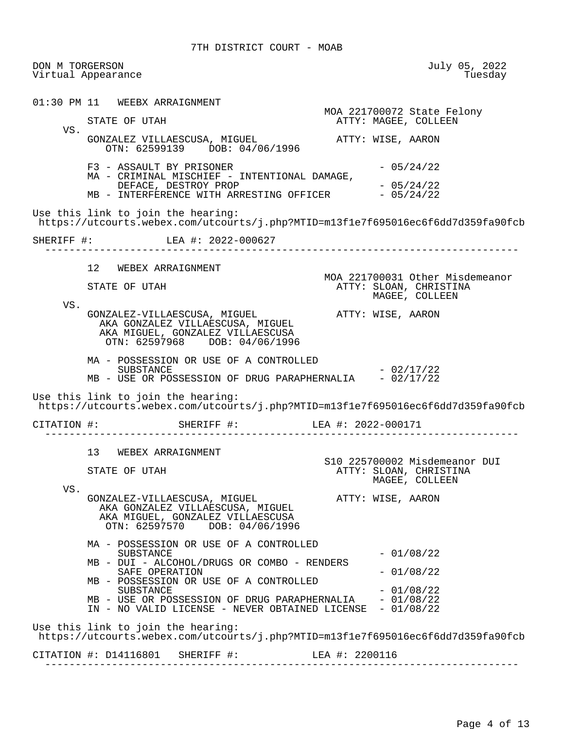7TH DISTRICT COURT - MOAB

DON M TORGERSON
Virtual Appearance

July 05, 2022
Tuesday

---

**01:30 PM 11 WEEBX ARRAIGNMENT**

MOA 221700072 State Felony

STATE OF UTAH — ATTY: MAGEE, COLLEEN

VS.

GONZALEZ VILLAESCUSA, MIGUEL — ATTY: WISE, AARON
OTN: 62599139 DOB: 04/06/1996

- F3 - ASSAULT BY PRISONER - 05/24/22
- MA - CRIMINAL MISCHIEF - INTENTIONAL DAMAGE, DEFACE, DESTROY PROP - 05/24/22
- MB - INTERFERENCE WITH ARRESTING OFFICER - 05/24/22

Use this link to join the hearing:
https://utcourts.webex.com/utcourts/j.php?MTID=m13f1e7f695016ec6f6dd7d359fa90fcb

SHERIFF #: LEA #: 2022-000627

---

**12 WEBEX ARRAIGNMENT**

MOA 221700031 Other Misdemeanor

STATE OF UTAH — ATTY: SLOAN, CHRISTINA
MAGEE, COLLEEN

VS.

GONZALEZ-VILLAESCUSA, MIGUEL — ATTY: WISE, AARON
AKA GONZALEZ VILLAESCUSA, MIGUEL
AKA MIGUEL, GONZALEZ VILLAESCUSA
OTN: 62597968 DOB: 04/06/1996

- MA - POSSESSION OR USE OF A CONTROLLED SUBSTANCE - 02/17/22
- MB - USE OR POSSESSION OF DRUG PARAPHERNALIA - 02/17/22

Use this link to join the hearing:
https://utcourts.webex.com/utcourts/j.php?MTID=m13f1e7f695016ec6f6dd7d359fa90fcb

CITATION #: SHERIFF #: LEA #: 2022-000171

---

**13 WEBEX ARRAIGNMENT**

S10 225700002 Misdemeanor DUI

STATE OF UTAH — ATTY: SLOAN, CHRISTINA
MAGEE, COLLEEN

VS.

GONZALEZ-VILLAESCUSA, MIGUEL — ATTY: WISE, AARON
AKA GONZALEZ VILLAESCUSA, MIGUEL
AKA MIGUEL, GONZALEZ VILLAESCUSA
OTN: 62597570 DOB: 04/06/1996

- MA - POSSESSION OR USE OF A CONTROLLED SUBSTANCE - 01/08/22
- MB - DUI - ALCOHOL/DRUGS OR COMBO - RENDERS SAFE OPERATION - 01/08/22
- MB - POSSESSION OR USE OF A CONTROLLED SUBSTANCE - 01/08/22
- MB - USE OR POSSESSION OF DRUG PARAPHERNALIA - 01/08/22
- IN - NO VALID LICENSE - NEVER OBTAINED LICENSE - 01/08/22

Use this link to join the hearing:
https://utcourts.webex.com/utcourts/j.php?MTID=m13f1e7f695016ec6f6dd7d359fa90fcb

CITATION #: D14116801 SHERIFF #: LEA #: 2200116

---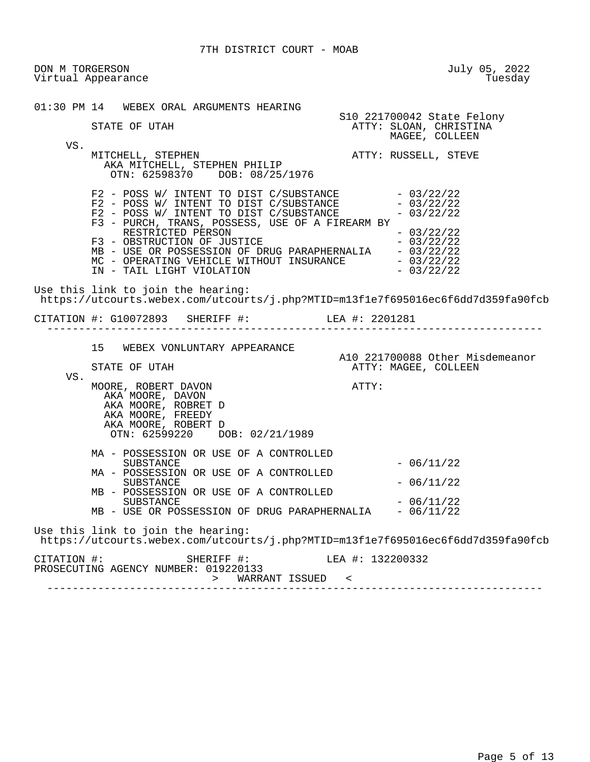7TH DISTRICT COURT - MOAB

DON M TORGERSON  
Virtual Appearance

July 05, 2022  
Tuesday

01:30 PM 14 WEBEX ORAL ARGUMENTS HEARING

S10 221700042 State Felony

STATE OF UTAH

ATTY: SLOAN, CHRISTINA  
MAGEE, COLLEEN

VS.

MITCHELL, STEPHEN  
AKA MITCHELL, STEPHEN PHILIP  
OTN: 62598370 DOB: 08/25/1976

ATTY: RUSSELL, STEVE

| Charge | Date |
|---|---|
| F2 - POSS W/ INTENT TO DIST C/SUBSTANCE | - 03/22/22 |
| F2 - POSS W/ INTENT TO DIST C/SUBSTANCE | - 03/22/22 |
| F2 - POSS W/ INTENT TO DIST C/SUBSTANCE | - 03/22/22 |
| F3 - PURCH, TRANS, POSSESS, USE OF A FIREARM BY RESTRICTED PERSON | - 03/22/22 |
| F3 - OBSTRUCTION OF JUSTICE | - 03/22/22 |
| MB - USE OR POSSESSION OF DRUG PARAPHERNALIA | - 03/22/22 |
| MC - OPERATING VEHICLE WITHOUT INSURANCE | - 03/22/22 |
| IN - TAIL LIGHT VIOLATION | - 03/22/22 |

Use this link to join the hearing:  
https://utcourts.webex.com/utcourts/j.php?MTID=m13f1e7f695016ec6f6dd7d359fa90fcb

CITATION #: G10072893 SHERIFF #: LEA #: 2201281

---

15 WEBEX VONLUNTARY APPEARANCE

A10 221700088 Other Misdemeanor

STATE OF UTAH

ATTY: MAGEE, COLLEEN

VS.

MOORE, ROBERT DAVON  
AKA MOORE, DAVON  
AKA MOORE, ROBRET D  
AKA MOORE, FREEDY  
AKA MOORE, ROBERT D  
OTN: 62599220 DOB: 02/21/1989

ATTY:

| Charge | Date |
|---|---|
| MA - POSSESSION OR USE OF A CONTROLLED SUBSTANCE | - 06/11/22 |
| MA - POSSESSION OR USE OF A CONTROLLED SUBSTANCE | - 06/11/22 |
| MB - POSSESSION OR USE OF A CONTROLLED SUBSTANCE | - 06/11/22 |
| MB - USE OR POSSESSION OF DRUG PARAPHERNALIA | - 06/11/22 |

Use this link to join the hearing:  
https://utcourts.webex.com/utcourts/j.php?MTID=m13f1e7f695016ec6f6dd7d359fa90fcb

CITATION #: SHERIFF #: LEA #: 132200332  
PROSECUTING AGENCY NUMBER: 019220133

\> WARRANT ISSUED <

---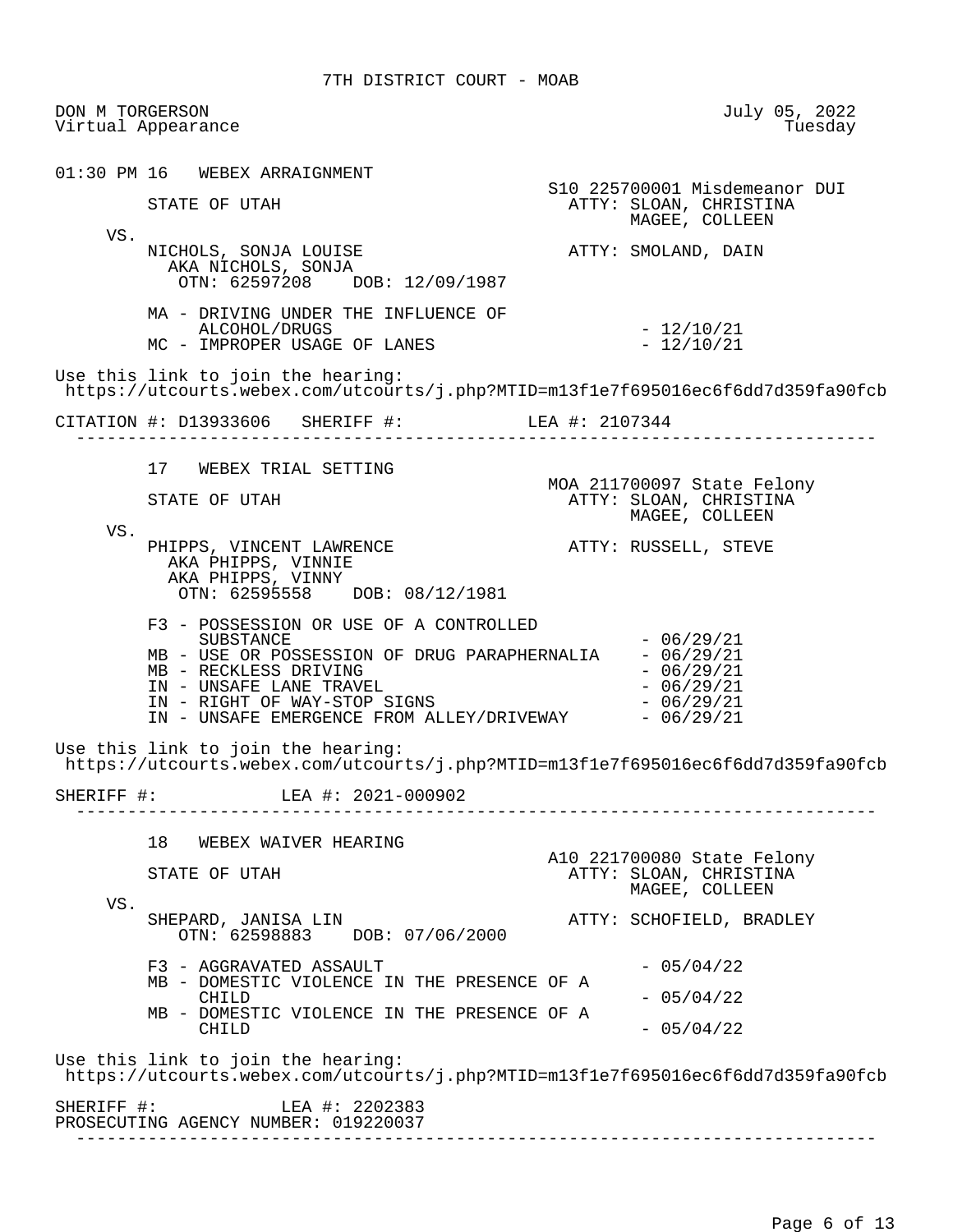7TH DISTRICT COURT - MOAB

DON M TORGERSON  
Virtual Appearance

July 05, 2022  
Tuesday

---

01:30 PM 16 WEBEX ARRAIGNMENT

S10 225700001 Misdemeanor DUI

STATE OF UTAH — ATTY: SLOAN, CHRISTINA; MAGEE, COLLEEN

VS.

NICHOLS, SONJA LOUISE — ATTY: SMOLAND, DAIN  
AKA NICHOLS, SONJA  
OTN: 62597208 DOB: 12/09/1987

MA - DRIVING UNDER THE INFLUENCE OF ALCOHOL/DRUGS - 12/10/21  
MC - IMPROPER USAGE OF LANES - 12/10/21

Use this link to join the hearing:  
https://utcourts.webex.com/utcourts/j.php?MTID=m13f1e7f695016ec6f6dd7d359fa90fcb

CITATION #: D13933606 SHERIFF #: LEA #: 2107344

---

17 WEBEX TRIAL SETTING

MOA 211700097 State Felony

STATE OF UTAH — ATTY: SLOAN, CHRISTINA; MAGEE, COLLEEN

VS.

PHIPPS, VINCENT LAWRENCE — ATTY: RUSSELL, STEVE  
AKA PHIPPS, VINNIE  
AKA PHIPPS, VINNY  
OTN: 62595558 DOB: 08/12/1981

F3 - POSSESSION OR USE OF A CONTROLLED SUBSTANCE - 06/29/21  
MB - USE OR POSSESSION OF DRUG PARAPHERNALIA - 06/29/21  
MB - RECKLESS DRIVING - 06/29/21  
IN - UNSAFE LANE TRAVEL - 06/29/21  
IN - RIGHT OF WAY-STOP SIGNS - 06/29/21  
IN - UNSAFE EMERGENCE FROM ALLEY/DRIVEWAY - 06/29/21

Use this link to join the hearing:  
https://utcourts.webex.com/utcourts/j.php?MTID=m13f1e7f695016ec6f6dd7d359fa90fcb

SHERIFF #: LEA #: 2021-000902

---

18 WEBEX WAIVER HEARING

A10 221700080 State Felony

STATE OF UTAH — ATTY: SLOAN, CHRISTINA; MAGEE, COLLEEN

VS.

SHEPARD, JANISA LIN — ATTY: SCHOFIELD, BRADLEY  
OTN: 62598883 DOB: 07/06/2000

F3 - AGGRAVATED ASSAULT - 05/04/22  
MB - DOMESTIC VIOLENCE IN THE PRESENCE OF A CHILD - 05/04/22  
MB - DOMESTIC VIOLENCE IN THE PRESENCE OF A CHILD - 05/04/22

Use this link to join the hearing:  
https://utcourts.webex.com/utcourts/j.php?MTID=m13f1e7f695016ec6f6dd7d359fa90fcb

SHERIFF #: LEA #: 2202383  
PROSECUTING AGENCY NUMBER: 019220037

---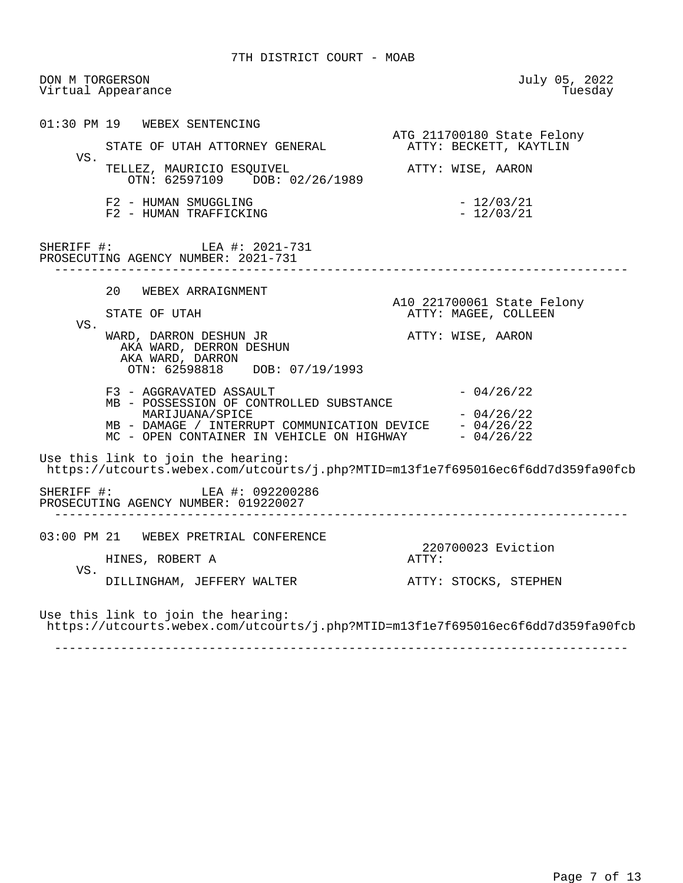7TH DISTRICT COURT - MOAB

DON M TORGERSON
Virtual Appearance

July 05, 2022
Tuesday

```
01:30 PM 19   WEBEX SENTENCING
                                                  ATG 211700180 State Felony
         STATE OF UTAH ATTORNEY GENERAL             ATTY: BECKETT, KAYTLIN
     VS.
         TELLEZ, MAURICIO ESQUIVEL                  ATTY: WISE, AARON
            OTN: 62597109    DOB: 02/26/1989

         F2 - HUMAN SMUGGLING                                  - 12/03/21
         F2 - HUMAN TRAFFICKING                                - 12/03/21


SHERIFF #:            LEA #: 2021-731
PROSECUTING AGENCY NUMBER: 2021-731
  ----------------------------------------------------------------------------

         20   WEBEX ARRAIGNMENT
                                                  A10 221700061 State Felony
         STATE OF UTAH                              ATTY: MAGEE, COLLEEN
     VS.
         WARD, DARRON DESHUN JR                     ATTY: WISE, AARON
           AKA WARD, DERRON DESHUN
           AKA WARD, DARRON
            OTN: 62598818    DOB: 07/19/1993

         F3 - AGGRAVATED ASSAULT                               - 04/26/22
         MB - POSSESSION OF CONTROLLED SUBSTANCE
              MARIJUANA/SPICE                                  - 04/26/22
         MB - DAMAGE / INTERRUPT COMMUNICATION DEVICE          - 04/26/22
         MC - OPEN CONTAINER IN VEHICLE ON HIGHWAY             - 04/26/22

Use this link to join the hearing:
 https://utcourts.webex.com/utcourts/j.php?MTID=m13f1e7f695016ec6f6dd7d359fa90fcb

SHERIFF #:            LEA #: 092200286
PROSECUTING AGENCY NUMBER: 019220027
  ----------------------------------------------------------------------------

03:00 PM 21   WEBEX PRETRIAL CONFERENCE
                                                   220700023 Eviction
         HINES, ROBERT A                            ATTY:
     VS.
         DILLINGHAM, JEFFERY WALTER                 ATTY: STOCKS, STEPHEN


Use this link to join the hearing:
 https://utcourts.webex.com/utcourts/j.php?MTID=m13f1e7f695016ec6f6dd7d359fa90fcb

  ----------------------------------------------------------------------------
```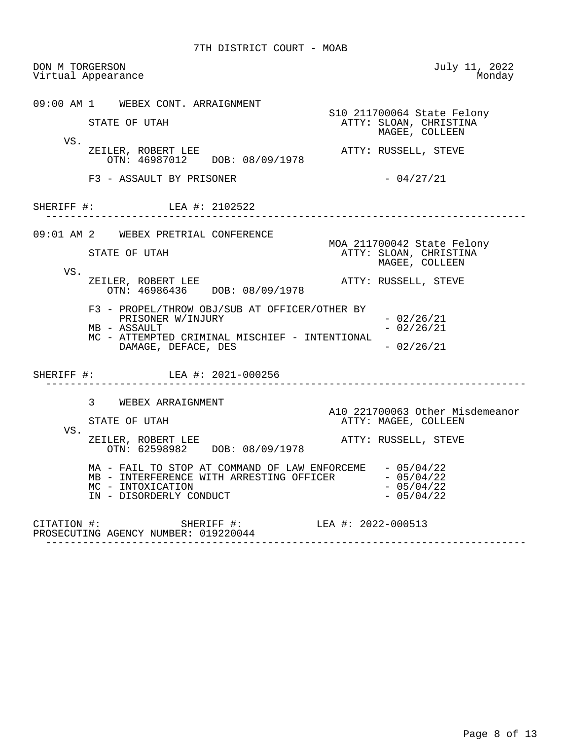# 7TH DISTRICT COURT - MOAB

DON M TORGERSON
Virtual Appearance

July 11, 2022
Monday

---

**09:00 AM 1 WEBEX CONT. ARRAIGNMENT**

S10 211700064 State Felony

STATE OF UTAH
ATTY: SLOAN, CHRISTINA
MAGEE, COLLEEN

VS.

ZEILER, ROBERT LEE
OTN: 46987012 DOB: 08/09/1978
ATTY: RUSSELL, STEVE

F3 - ASSAULT BY PRISONER - 04/27/21

SHERIFF #: LEA #: 2102522

---

**09:01 AM 2 WEBEX PRETRIAL CONFERENCE**

MOA 211700042 State Felony

STATE OF UTAH
ATTY: SLOAN, CHRISTINA
MAGEE, COLLEEN

VS.

ZEILER, ROBERT LEE
OTN: 46986436 DOB: 08/09/1978
ATTY: RUSSELL, STEVE

F3 - PROPEL/THROW OBJ/SUB AT OFFICER/OTHER BY PRISONER W/INJURY - 02/26/21
MB - ASSAULT - 02/26/21
MC - ATTEMPTED CRIMINAL MISCHIEF - INTENTIONAL DAMAGE, DEFACE, DES - 02/26/21

SHERIFF #: LEA #: 2021-000256

---

**3 WEBEX ARRAIGNMENT**

A10 221700063 Other Misdemeanor

STATE OF UTAH
ATTY: MAGEE, COLLEEN

VS.

ZEILER, ROBERT LEE
OTN: 62598982 DOB: 08/09/1978
ATTY: RUSSELL, STEVE

MA - FAIL TO STOP AT COMMAND OF LAW ENFORCEME - 05/04/22
MB - INTERFERENCE WITH ARRESTING OFFICER - 05/04/22
MC - INTOXICATION - 05/04/22
IN - DISORDERLY CONDUCT - 05/04/22

CITATION #: SHERIFF #: LEA #: 2022-000513
PROSECUTING AGENCY NUMBER: 019220044

---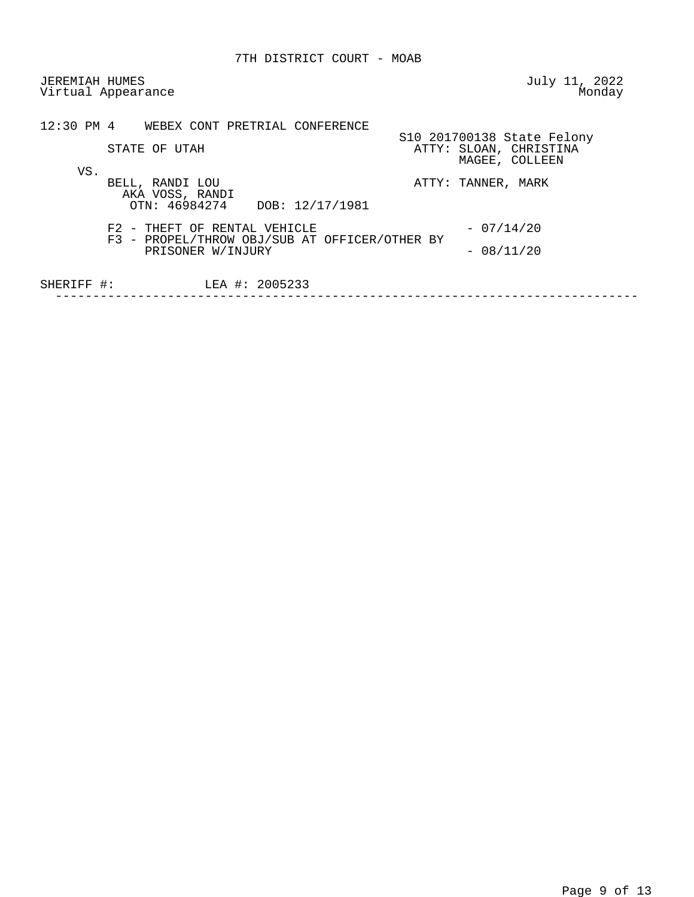7TH DISTRICT COURT - MOAB

JEREMIAH HUMES
Virtual Appearance

July 11, 2022
Monday

12:30 PM 4 WEBEX CONT PRETRIAL CONFERENCE

S10 201700138 State Felony

STATE OF UTAH

ATTY: SLOAN, CHRISTINA
MAGEE, COLLEEN

VS.

BELL, RANDI LOU
AKA VOSS, RANDI
OTN: 46984274 DOB: 12/17/1981

ATTY: TANNER, MARK

F2 - THEFT OF RENTAL VEHICLE - 07/14/20
F3 - PROPEL/THROW OBJ/SUB AT OFFICER/OTHER BY PRISONER W/INJURY - 08/11/20

SHERIFF #: LEA #: 2005233

---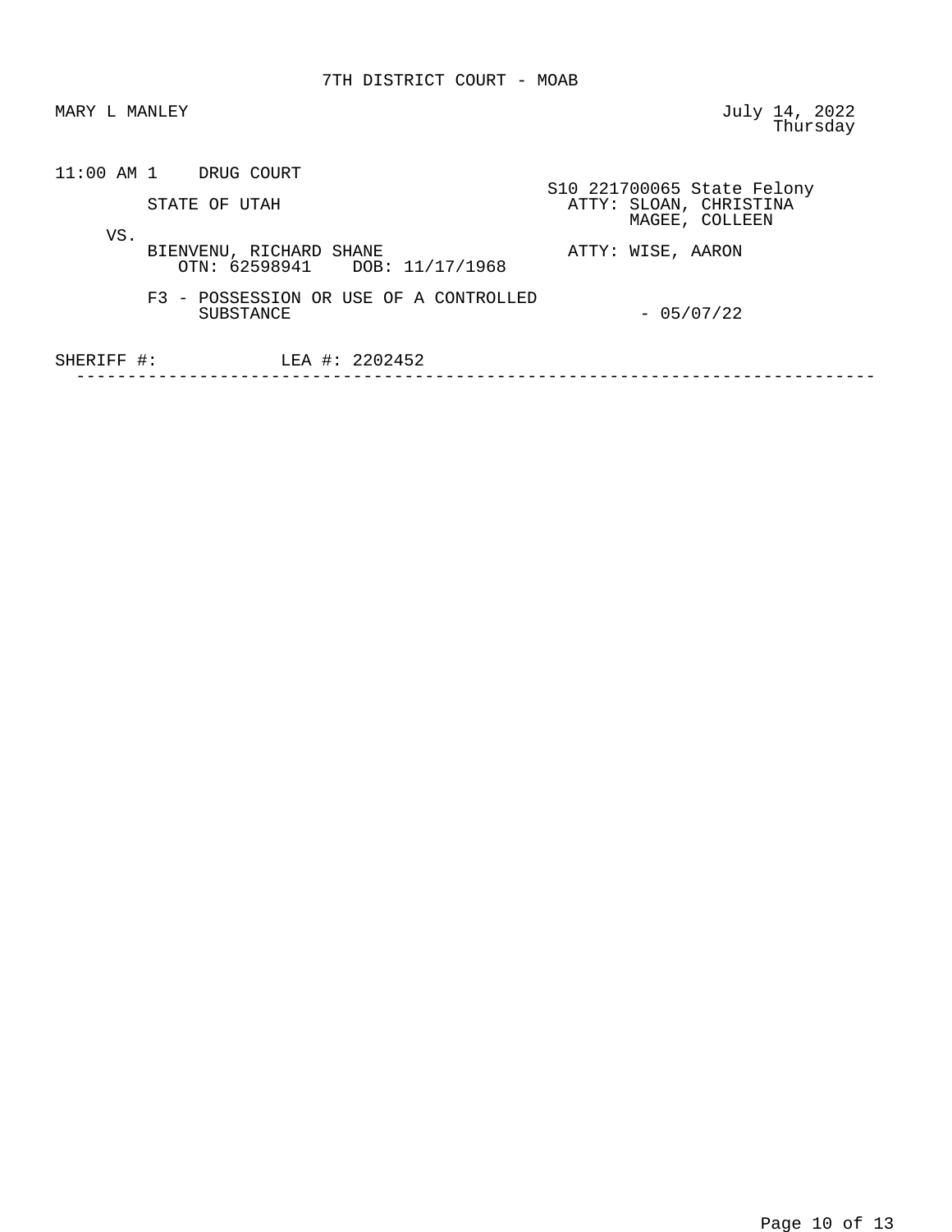7TH DISTRICT COURT - MOAB

MARY L MANLEY

July 14, 2022
Thursday

11:00 AM 1 DRUG COURT

S10 221700065 State Felony

STATE OF UTAH

ATTY: SLOAN, CHRISTINA
MAGEE, COLLEEN

VS.

BIENVENU, RICHARD SHANE
OTN: 62598941 DOB: 11/17/1968

ATTY: WISE, AARON

F3 - POSSESSION OR USE OF A CONTROLLED SUBSTANCE - 05/07/22

SHERIFF #: LEA #: 2202452

---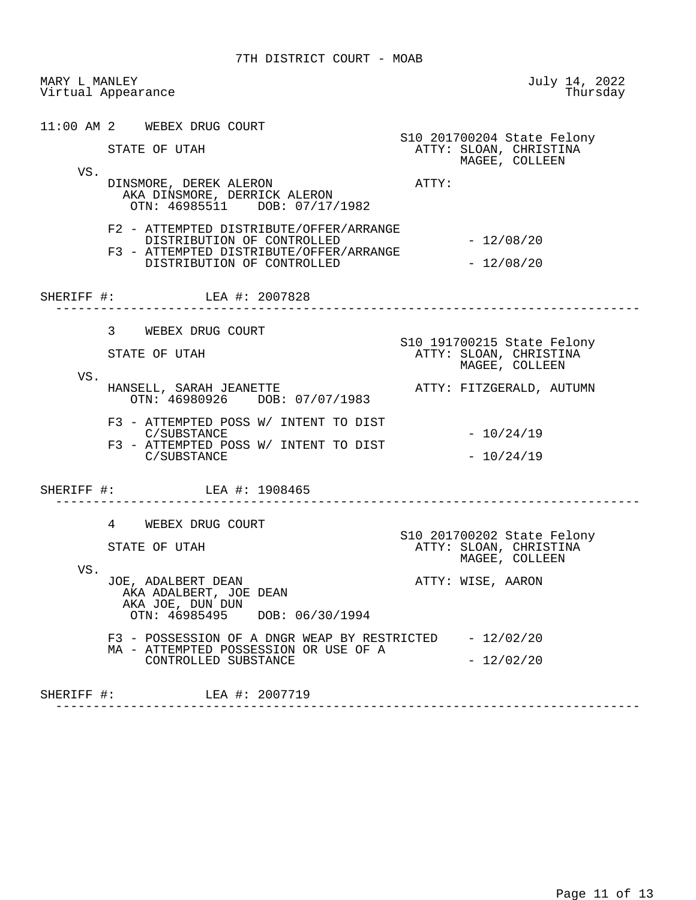7TH DISTRICT COURT - MOAB

MARY L MANLEY
Virtual Appearance

July 14, 2022
Thursday

---

11:00 AM 2 WEBEX DRUG COURT

S10 201700204 State Felony

STATE OF UTAH
ATTY: SLOAN, CHRISTINA
MAGEE, COLLEEN

VS.

DINSMORE, DEREK ALERON
AKA DINSMORE, DERRICK ALERON
OTN: 46985511 DOB: 07/17/1982

ATTY:

F2 - ATTEMPTED DISTRIBUTE/OFFER/ARRANGE DISTRIBUTION OF CONTROLLED - 12/08/20
F3 - ATTEMPTED DISTRIBUTE/OFFER/ARRANGE DISTRIBUTION OF CONTROLLED - 12/08/20

SHERIFF #: LEA #: 2007828

---

3 WEBEX DRUG COURT

S10 191700215 State Felony

STATE OF UTAH
ATTY: SLOAN, CHRISTINA
MAGEE, COLLEEN

VS.

HANSELL, SARAH JEANETTE
OTN: 46980926 DOB: 07/07/1983

ATTY: FITZGERALD, AUTUMN

F3 - ATTEMPTED POSS W/ INTENT TO DIST C/SUBSTANCE - 10/24/19
F3 - ATTEMPTED POSS W/ INTENT TO DIST C/SUBSTANCE - 10/24/19

SHERIFF #: LEA #: 1908465

---

4 WEBEX DRUG COURT

S10 201700202 State Felony

STATE OF UTAH
ATTY: SLOAN, CHRISTINA
MAGEE, COLLEEN

VS.

JOE, ADALBERT DEAN
AKA ADALBERT, JOE DEAN
AKA JOE, DUN DUN
OTN: 46985495 DOB: 06/30/1994

ATTY: WISE, AARON

F3 - POSSESSION OF A DNGR WEAP BY RESTRICTED - 12/02/20
MA - ATTEMPTED POSSESSION OR USE OF A CONTROLLED SUBSTANCE - 12/02/20

SHERIFF #: LEA #: 2007719

---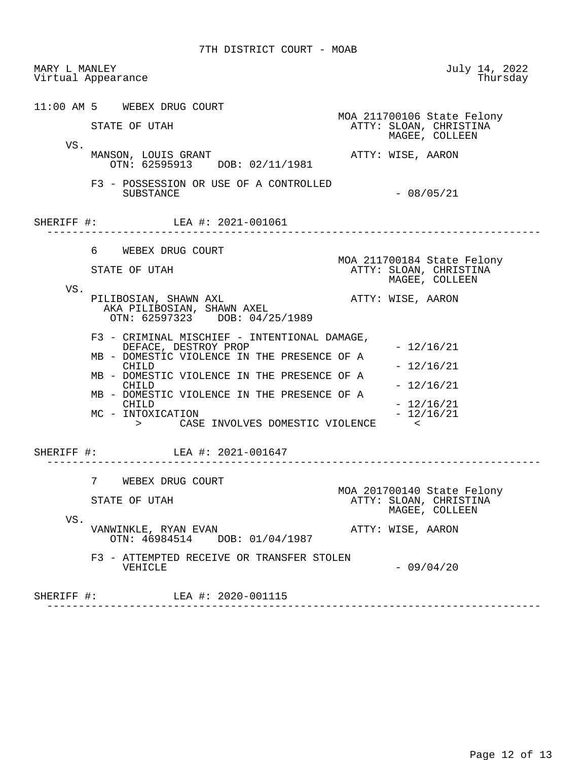7TH DISTRICT COURT - MOAB

MARY L MANLEY
Virtual Appearance

July 14, 2022
Thursday

11:00 AM 5 WEBEX DRUG COURT

MOA 211700106 State Felony

STATE OF UTAH
ATTY: SLOAN, CHRISTINA
MAGEE, COLLEEN

VS.

MANSON, LOUIS GRANT
OTN: 62595913 DOB: 02/11/1981
ATTY: WISE, AARON

F3 - POSSESSION OR USE OF A CONTROLLED SUBSTANCE - 08/05/21

SHERIFF #: LEA #: 2021-001061

---

6 WEBEX DRUG COURT

MOA 211700184 State Felony

STATE OF UTAH
ATTY: SLOAN, CHRISTINA
MAGEE, COLLEEN

VS.

PILIBOSIAN, SHAWN AXL
AKA PILIBOSIAN, SHAWN AXEL
OTN: 62597323 DOB: 04/25/1989
ATTY: WISE, AARON

F3 - CRIMINAL MISCHIEF - INTENTIONAL DAMAGE, DEFACE, DESTROY PROP - 12/16/21
MB - DOMESTIC VIOLENCE IN THE PRESENCE OF A CHILD - 12/16/21
MB - DOMESTIC VIOLENCE IN THE PRESENCE OF A CHILD - 12/16/21
MB - DOMESTIC VIOLENCE IN THE PRESENCE OF A CHILD - 12/16/21
MC - INTOXICATION - 12/16/21
> CASE INVOLVES DOMESTIC VIOLENCE <

SHERIFF #: LEA #: 2021-001647

---

7 WEBEX DRUG COURT

MOA 201700140 State Felony

STATE OF UTAH
ATTY: SLOAN, CHRISTINA
MAGEE, COLLEEN

VS.

VANWINKLE, RYAN EVAN
OTN: 46984514 DOB: 01/04/1987
ATTY: WISE, AARON

F3 - ATTEMPTED RECEIVE OR TRANSFER STOLEN VEHICLE - 09/04/20

SHERIFF #: LEA #: 2020-001115

---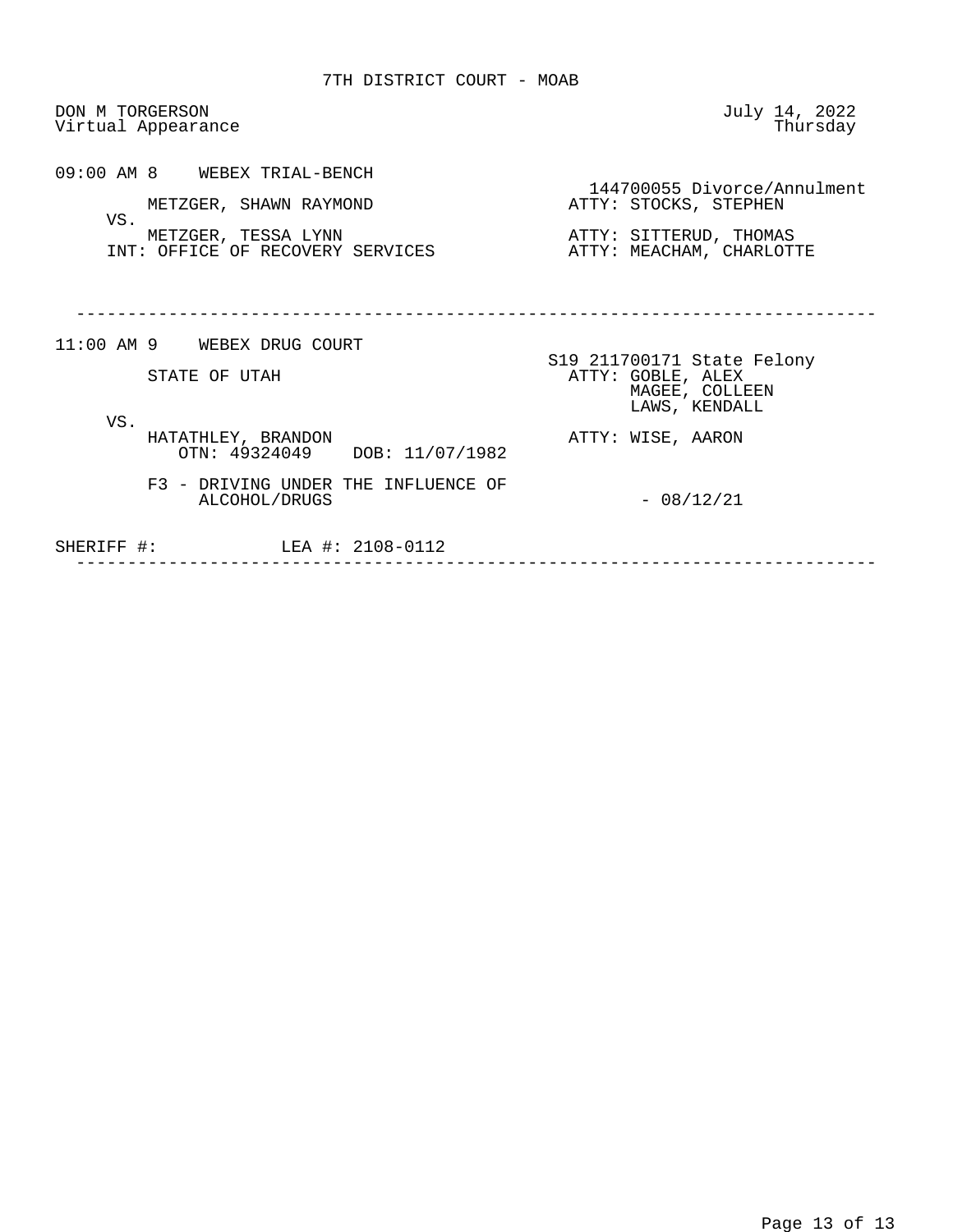7TH DISTRICT COURT - MOAB

DON M TORGERSON
Virtual Appearance

July 14, 2022
Thursday

09:00 AM 8 WEBEX TRIAL-BENCH

144700055 Divorce/Annulment

METZGER, SHAWN RAYMOND — ATTY: STOCKS, STEPHEN

VS.

METZGER, TESSA LYNN — ATTY: SITTERUD, THOMAS

INT: OFFICE OF RECOVERY SERVICES — ATTY: MEACHAM, CHARLOTTE

---

11:00 AM 9 WEBEX DRUG COURT

S19 211700171 State Felony

STATE OF UTAH — ATTY: GOBLE, ALEX; MAGEE, COLLEEN; LAWS, KENDALL

VS.

HATATHLEY, BRANDON — ATTY: WISE, AARON
OTN: 49324049 DOB: 11/07/1982

F3 - DRIVING UNDER THE INFLUENCE OF ALCOHOL/DRUGS - 08/12/21

SHERIFF #: LEA #: 2108-0112

---